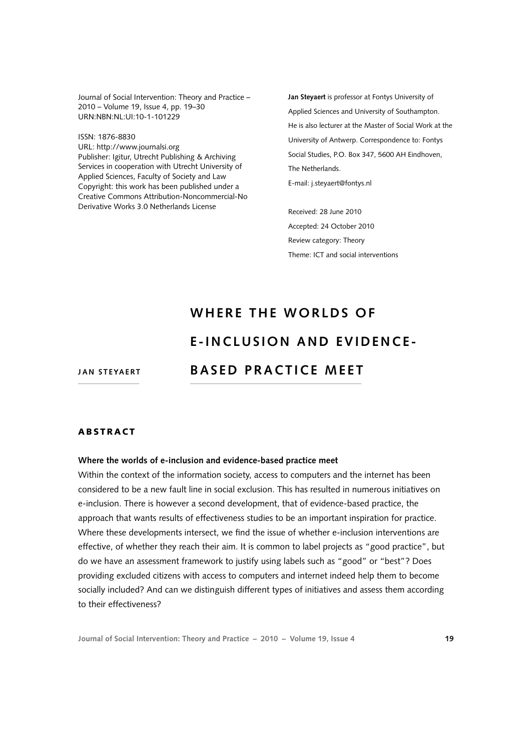Journal of Social Intervention: Theory and Practice – 2010 – Volume 19, Issue 4, pp. 19–30
URN:NBN:NL:UI:10-1-101229

ISSN: 1876-8830
URL: http://www.journalsi.org
Publisher: Igitur, Utrecht Publishing & Archiving Services in cooperation with Utrecht University of Applied Sciences, Faculty of Society and Law
Copyright: this work has been published under a Creative Commons Attribution-Noncommercial-No Derivative Works 3.0 Netherlands License

**Jan Steyaert** is professor at Fontys University of Applied Sciences and University of Southampton. He is also lecturer at the Master of Social Work at the University of Antwerp. Correspondence to: Fontys Social Studies, P.O. Box 347, 5600 AH Eindhoven, The Netherlands.
E-mail: j.steyaert@fontys.nl

Received: 28 June 2010
Accepted: 24 October 2010
Review category: Theory
Theme: ICT and social interventions

# WHERE THE WORLDS OF E-INCLUSION AND EVIDENCE-BASED PRACTICE MEET

**JAN STEYAERT**

## ABSTRACT

**Where the worlds of e-inclusion and evidence-based practice meet**

Within the context of the information society, access to computers and the internet has been considered to be a new fault line in social exclusion. This has resulted in numerous initiatives on e-inclusion. There is however a second development, that of evidence-based practice, the approach that wants results of effectiveness studies to be an important inspiration for practice. Where these developments intersect, we find the issue of whether e-inclusion interventions are effective, of whether they reach their aim. It is common to label projects as "good practice", but do we have an assessment framework to justify using labels such as "good" or "best"? Does providing excluded citizens with access to computers and internet indeed help them to become socially included? And can we distinguish different types of initiatives and assess them according to their effectiveness?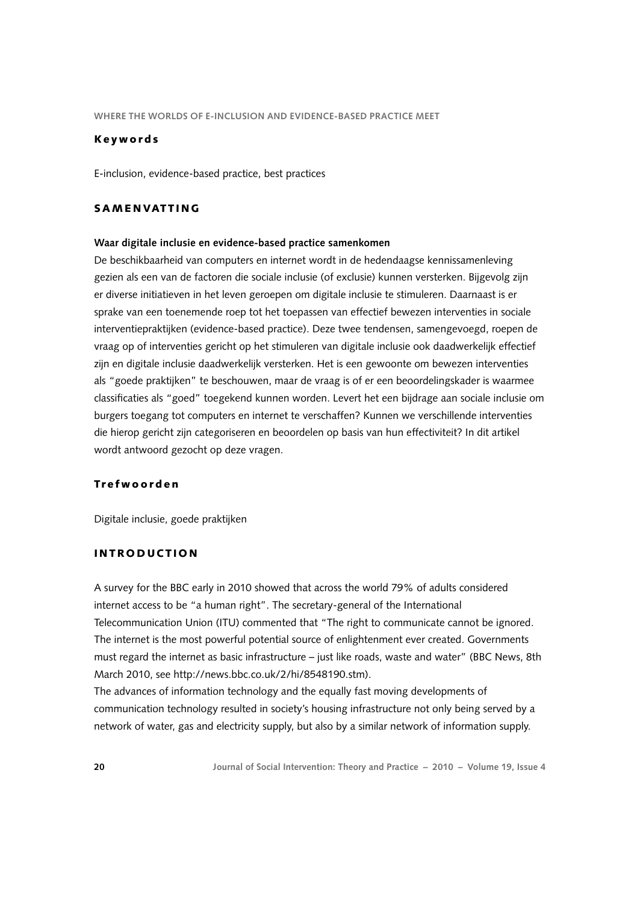## Keywords

E-inclusion, evidence-based practice, best practices

## SAMENVATTING

**Waar digitale inclusie en evidence-based practice samenkomen**

De beschikbaarheid van computers en internet wordt in de hedendaagse kennissamenleving gezien als een van de factoren die sociale inclusie (of exclusie) kunnen versterken. Bijgevolg zijn er diverse initiatieven in het leven geroepen om digitale inclusie te stimuleren. Daarnaast is er sprake van een toenemende roep tot het toepassen van effectief bewezen interventies in sociale interventiepraktijken (evidence-based practice). Deze twee tendensen, samengevoegd, roepen de vraag op of interventies gericht op het stimuleren van digitale inclusie ook daadwerkelijk effectief zijn en digitale inclusie daadwerkelijk versterken. Het is een gewoonte om bewezen interventies als "goede praktijken" te beschouwen, maar de vraag is of er een beoordelingskader is waarmee classificaties als "goed" toegekend kunnen worden. Levert het een bijdrage aan sociale inclusie om burgers toegang tot computers en internet te verschaffen? Kunnen we verschillende interventies die hierop gericht zijn categoriseren en beoordelen op basis van hun effectiviteit? In dit artikel wordt antwoord gezocht op deze vragen.

## Trefwoorden

Digitale inclusie, goede praktijken

## INTRODUCTION

A survey for the BBC early in 2010 showed that across the world 79% of adults considered internet access to be "a human right". The secretary-general of the International Telecommunication Union (ITU) commented that "The right to communicate cannot be ignored. The internet is the most powerful potential source of enlightenment ever created. Governments must regard the internet as basic infrastructure – just like roads, waste and water" (BBC News, 8th March 2010, see http://news.bbc.co.uk/2/hi/8548190.stm).

The advances of information technology and the equally fast moving developments of communication technology resulted in society's housing infrastructure not only being served by a network of water, gas and electricity supply, but also by a similar network of information supply.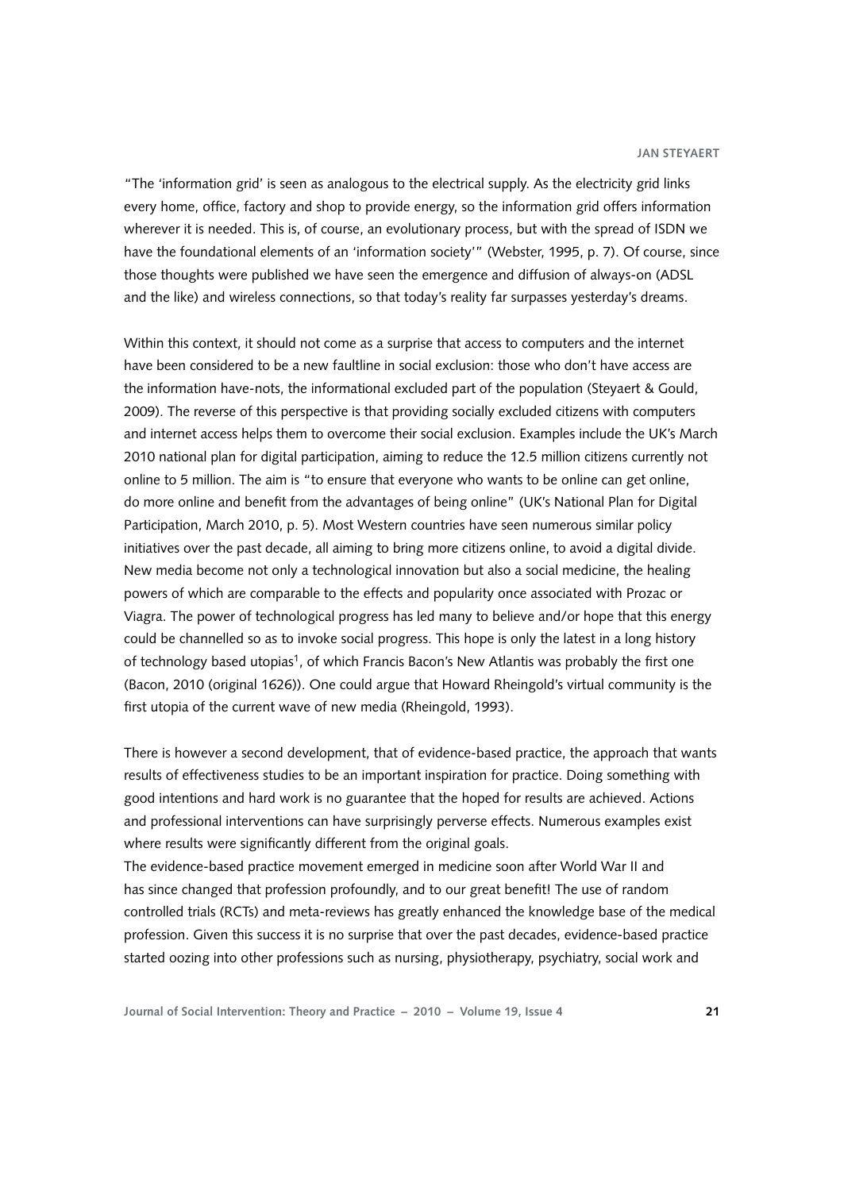"The 'information grid' is seen as analogous to the electrical supply. As the electricity grid links every home, office, factory and shop to provide energy, so the information grid offers information wherever it is needed. This is, of course, an evolutionary process, but with the spread of ISDN we have the foundational elements of an 'information society'" (Webster, 1995, p. 7). Of course, since those thoughts were published we have seen the emergence and diffusion of always-on (ADSL and the like) and wireless connections, so that today's reality far surpasses yesterday's dreams.

Within this context, it should not come as a surprise that access to computers and the internet have been considered to be a new faultline in social exclusion: those who don't have access are the information have-nots, the informational excluded part of the population (Steyaert & Gould, 2009). The reverse of this perspective is that providing socially excluded citizens with computers and internet access helps them to overcome their social exclusion. Examples include the UK's March 2010 national plan for digital participation, aiming to reduce the 12.5 million citizens currently not online to 5 million. The aim is "to ensure that everyone who wants to be online can get online, do more online and benefit from the advantages of being online" (UK's National Plan for Digital Participation, March 2010, p. 5). Most Western countries have seen numerous similar policy initiatives over the past decade, all aiming to bring more citizens online, to avoid a digital divide. New media become not only a technological innovation but also a social medicine, the healing powers of which are comparable to the effects and popularity once associated with Prozac or Viagra. The power of technological progress has led many to believe and/or hope that this energy could be channelled so as to invoke social progress. This hope is only the latest in a long history of technology based utopias[1], of which Francis Bacon's New Atlantis was probably the first one (Bacon, 2010 (original 1626)). One could argue that Howard Rheingold's virtual community is the first utopia of the current wave of new media (Rheingold, 1993).

There is however a second development, that of evidence-based practice, the approach that wants results of effectiveness studies to be an important inspiration for practice. Doing something with good intentions and hard work is no guarantee that the hoped for results are achieved. Actions and professional interventions can have surprisingly perverse effects. Numerous examples exist where results were significantly different from the original goals.
The evidence-based practice movement emerged in medicine soon after World War II and has since changed that profession profoundly, and to our great benefit! The use of random controlled trials (RCTs) and meta-reviews has greatly enhanced the knowledge base of the medical profession. Given this success it is no surprise that over the past decades, evidence-based practice started oozing into other professions such as nursing, physiotherapy, psychiatry, social work and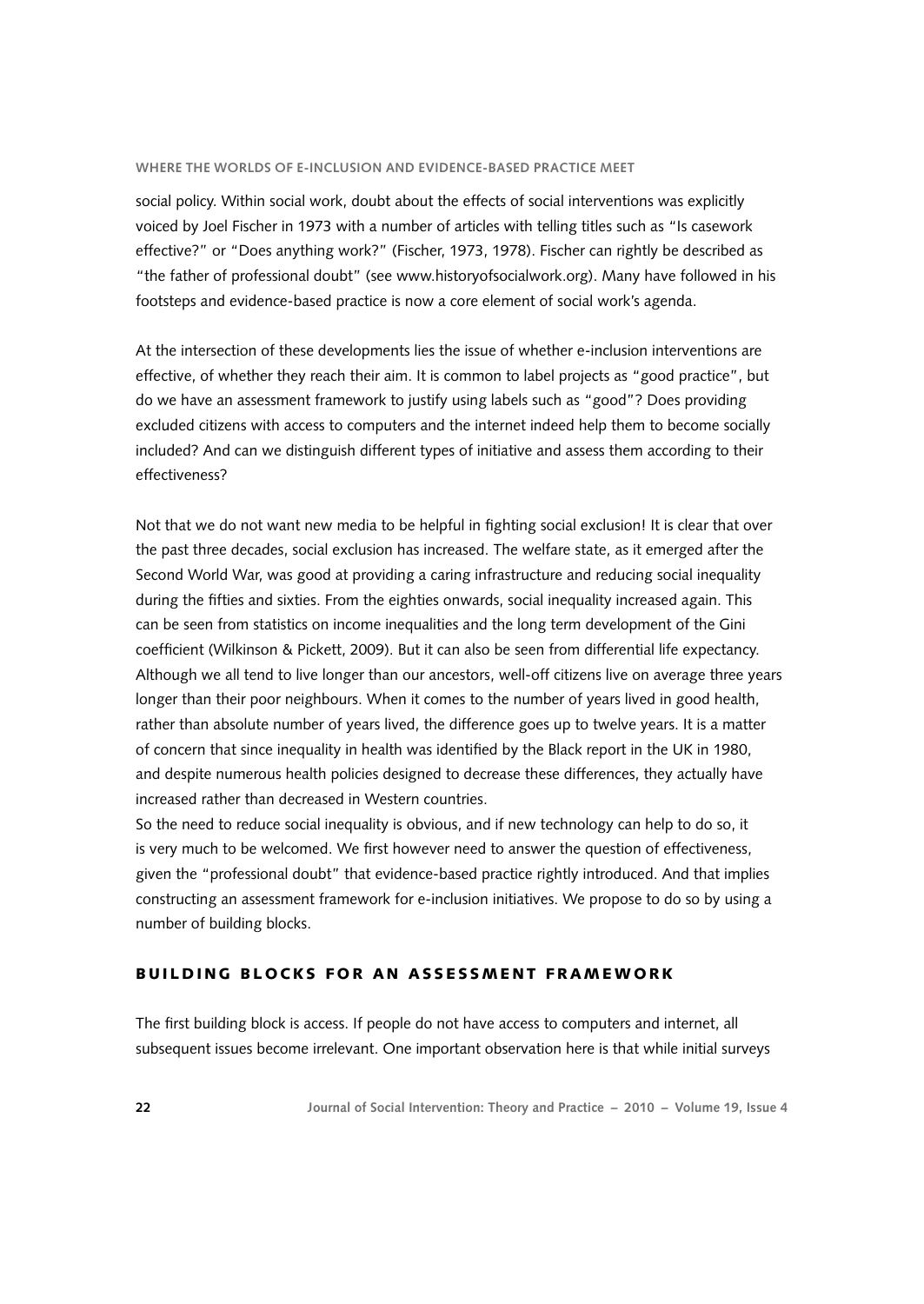social policy. Within social work, doubt about the effects of social interventions was explicitly voiced by Joel Fischer in 1973 with a number of articles with telling titles such as "Is casework effective?" or "Does anything work?" (Fischer, 1973, 1978). Fischer can rightly be described as "the father of professional doubt" (see www.historyofsocialwork.org). Many have followed in his footsteps and evidence-based practice is now a core element of social work's agenda.

At the intersection of these developments lies the issue of whether e-inclusion interventions are effective, of whether they reach their aim. It is common to label projects as "good practice", but do we have an assessment framework to justify using labels such as "good"? Does providing excluded citizens with access to computers and the internet indeed help them to become socially included? And can we distinguish different types of initiative and assess them according to their effectiveness?

Not that we do not want new media to be helpful in fighting social exclusion! It is clear that over the past three decades, social exclusion has increased. The welfare state, as it emerged after the Second World War, was good at providing a caring infrastructure and reducing social inequality during the fifties and sixties. From the eighties onwards, social inequality increased again. This can be seen from statistics on income inequalities and the long term development of the Gini coefficient (Wilkinson & Pickett, 2009). But it can also be seen from differential life expectancy. Although we all tend to live longer than our ancestors, well-off citizens live on average three years longer than their poor neighbours. When it comes to the number of years lived in good health, rather than absolute number of years lived, the difference goes up to twelve years. It is a matter of concern that since inequality in health was identified by the Black report in the UK in 1980, and despite numerous health policies designed to decrease these differences, they actually have increased rather than decreased in Western countries.

So the need to reduce social inequality is obvious, and if new technology can help to do so, it is very much to be welcomed. We first however need to answer the question of effectiveness, given the "professional doubt" that evidence-based practice rightly introduced. And that implies constructing an assessment framework for e-inclusion initiatives. We propose to do so by using a number of building blocks.

## BUILDING BLOCKS FOR AN ASSESSMENT FRAMEWORK

The first building block is access. If people do not have access to computers and internet, all subsequent issues become irrelevant. One important observation here is that while initial surveys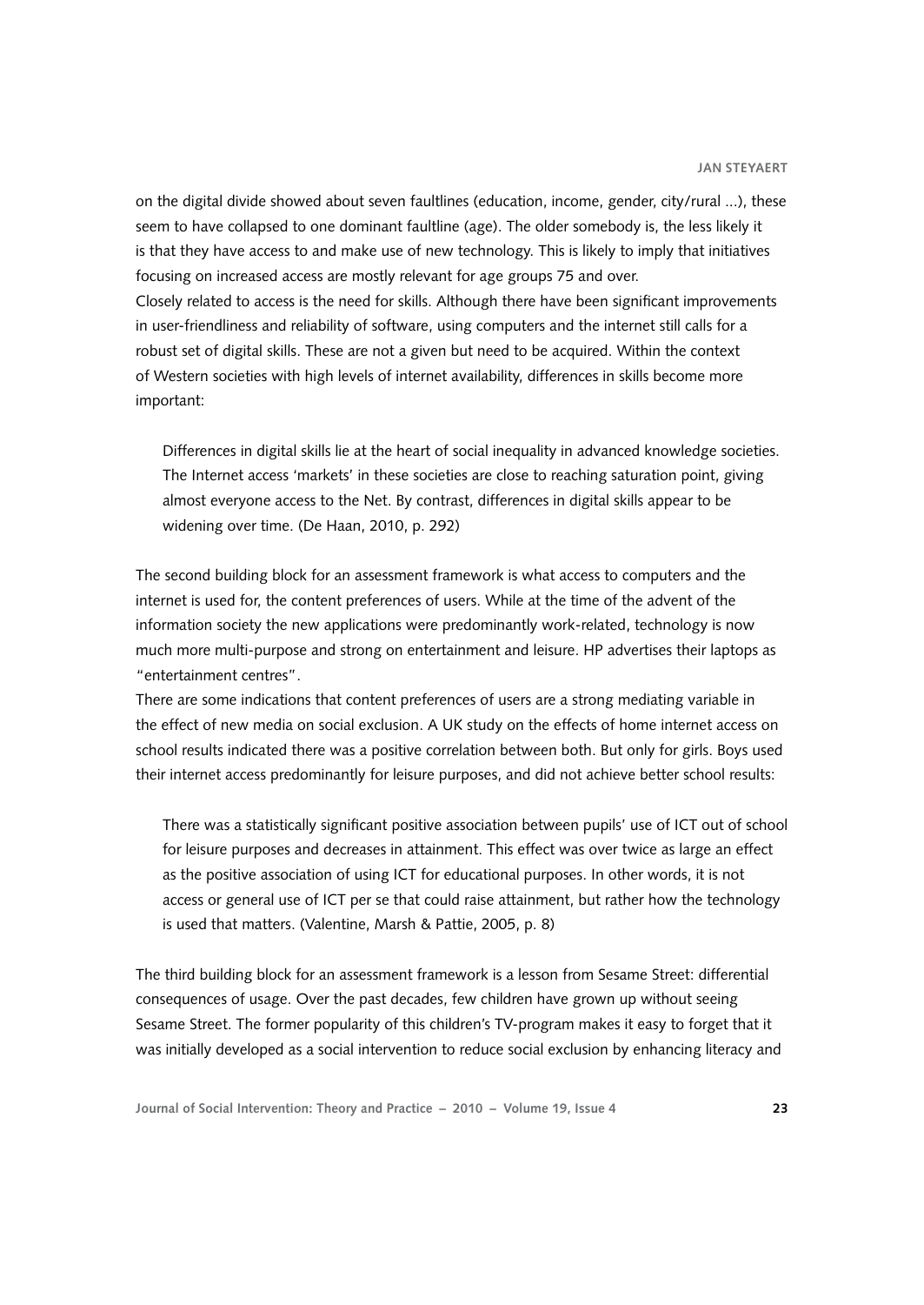on the digital divide showed about seven faultlines (education, income, gender, city/rural ...), these seem to have collapsed to one dominant faultline (age). The older somebody is, the less likely it is that they have access to and make use of new technology. This is likely to imply that initiatives focusing on increased access are mostly relevant for age groups 75 and over.

Closely related to access is the need for skills. Although there have been significant improvements in user-friendliness and reliability of software, using computers and the internet still calls for a robust set of digital skills. These are not a given but need to be acquired. Within the context of Western societies with high levels of internet availability, differences in skills become more important:

> Differences in digital skills lie at the heart of social inequality in advanced knowledge societies. The Internet access 'markets' in these societies are close to reaching saturation point, giving almost everyone access to the Net. By contrast, differences in digital skills appear to be widening over time. (De Haan, 2010, p. 292)

The second building block for an assessment framework is what access to computers and the internet is used for, the content preferences of users. While at the time of the advent of the information society the new applications were predominantly work-related, technology is now much more multi-purpose and strong on entertainment and leisure. HP advertises their laptops as "entertainment centres".

There are some indications that content preferences of users are a strong mediating variable in the effect of new media on social exclusion. A UK study on the effects of home internet access on school results indicated there was a positive correlation between both. But only for girls. Boys used their internet access predominantly for leisure purposes, and did not achieve better school results:

> There was a statistically significant positive association between pupils' use of ICT out of school for leisure purposes and decreases in attainment. This effect was over twice as large an effect as the positive association of using ICT for educational purposes. In other words, it is not access or general use of ICT per se that could raise attainment, but rather how the technology is used that matters. (Valentine, Marsh & Pattie, 2005, p. 8)

The third building block for an assessment framework is a lesson from Sesame Street: differential consequences of usage. Over the past decades, few children have grown up without seeing Sesame Street. The former popularity of this children's TV-program makes it easy to forget that it was initially developed as a social intervention to reduce social exclusion by enhancing literacy and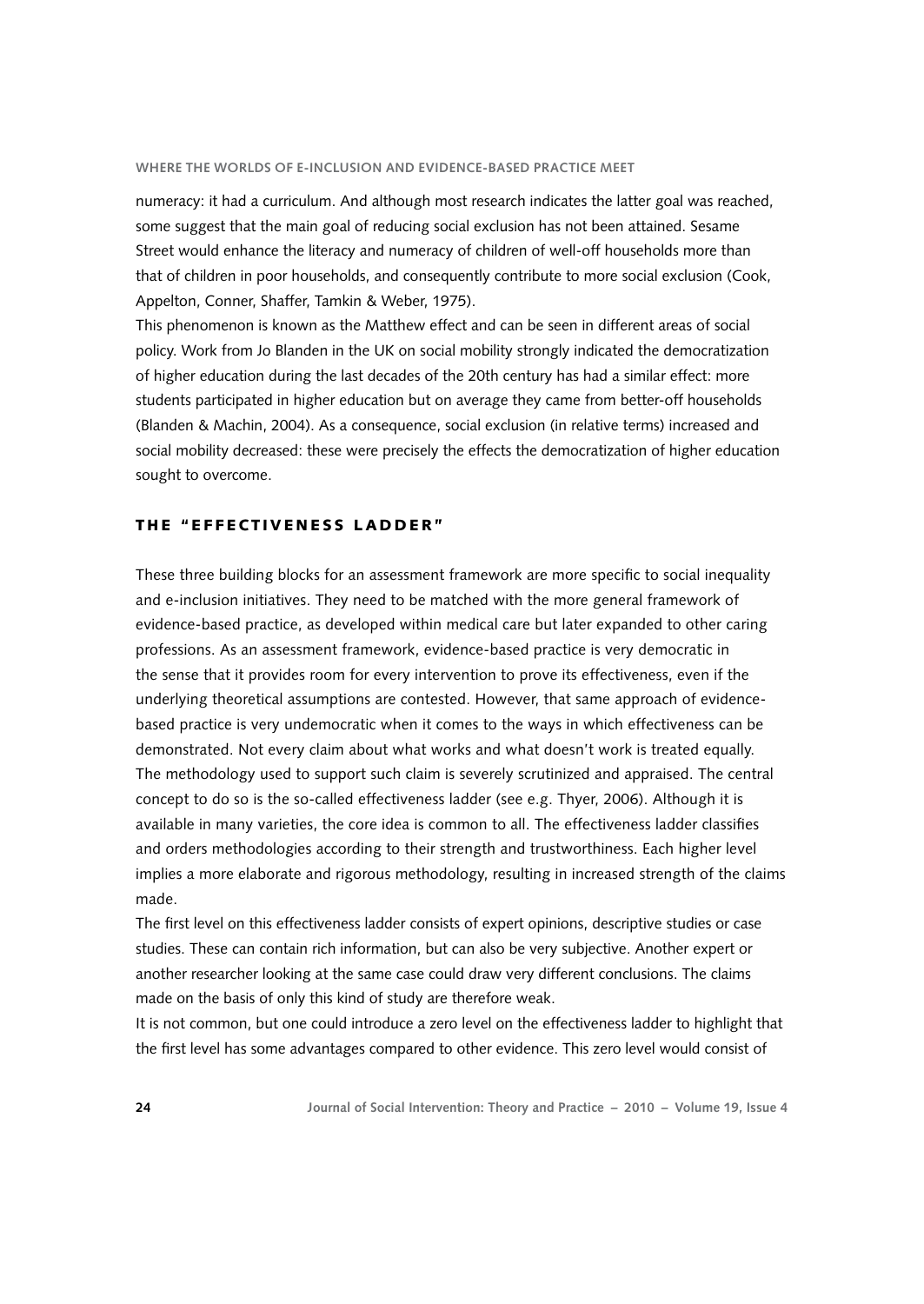numeracy: it had a curriculum. And although most research indicates the latter goal was reached, some suggest that the main goal of reducing social exclusion has not been attained. Sesame Street would enhance the literacy and numeracy of children of well-off households more than that of children in poor households, and consequently contribute to more social exclusion (Cook, Appelton, Conner, Shaffer, Tamkin & Weber, 1975).

This phenomenon is known as the Matthew effect and can be seen in different areas of social policy. Work from Jo Blanden in the UK on social mobility strongly indicated the democratization of higher education during the last decades of the 20th century has had a similar effect: more students participated in higher education but on average they came from better-off households (Blanden & Machin, 2004). As a consequence, social exclusion (in relative terms) increased and social mobility decreased: these were precisely the effects the democratization of higher education sought to overcome.

## THE "EFFECTIVENESS LADDER"

These three building blocks for an assessment framework are more specific to social inequality and e-inclusion initiatives. They need to be matched with the more general framework of evidence-based practice, as developed within medical care but later expanded to other caring professions. As an assessment framework, evidence-based practice is very democratic in the sense that it provides room for every intervention to prove its effectiveness, even if the underlying theoretical assumptions are contested. However, that same approach of evidence-based practice is very undemocratic when it comes to the ways in which effectiveness can be demonstrated. Not every claim about what works and what doesn't work is treated equally. The methodology used to support such claim is severely scrutinized and appraised. The central concept to do so is the so-called effectiveness ladder (see e.g. Thyer, 2006). Although it is available in many varieties, the core idea is common to all. The effectiveness ladder classifies and orders methodologies according to their strength and trustworthiness. Each higher level implies a more elaborate and rigorous methodology, resulting in increased strength of the claims made.

The first level on this effectiveness ladder consists of expert opinions, descriptive studies or case studies. These can contain rich information, but can also be very subjective. Another expert or another researcher looking at the same case could draw very different conclusions. The claims made on the basis of only this kind of study are therefore weak.

It is not common, but one could introduce a zero level on the effectiveness ladder to highlight that the first level has some advantages compared to other evidence. This zero level would consist of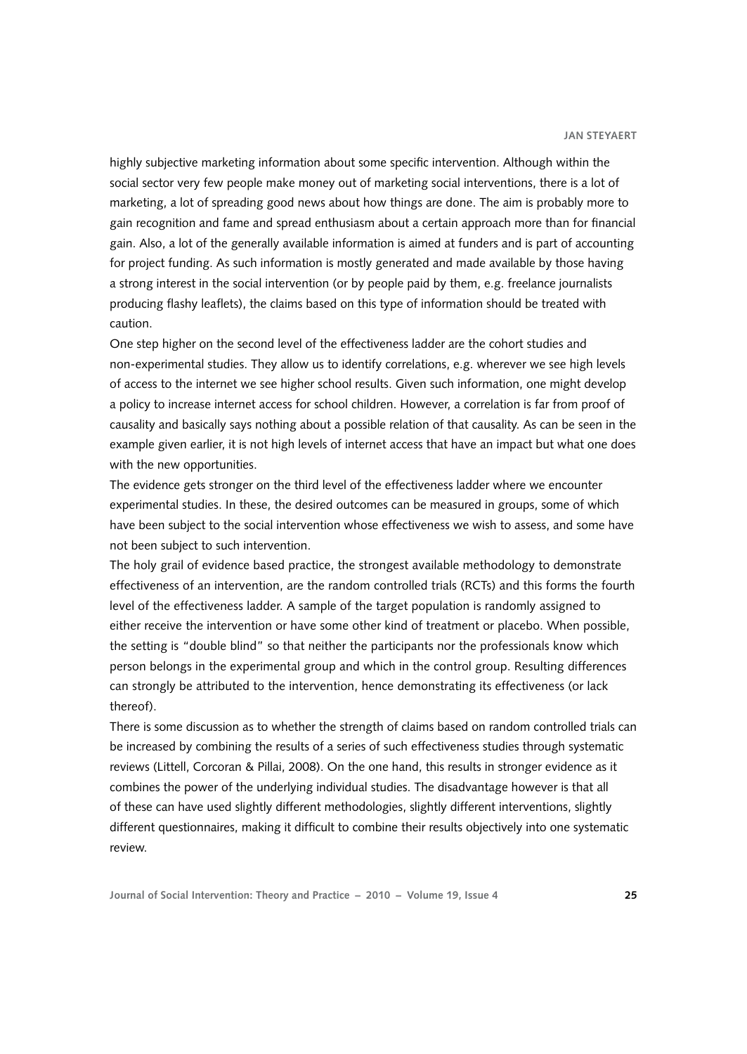highly subjective marketing information about some specific intervention. Although within the social sector very few people make money out of marketing social interventions, there is a lot of marketing, a lot of spreading good news about how things are done. The aim is probably more to gain recognition and fame and spread enthusiasm about a certain approach more than for financial gain. Also, a lot of the generally available information is aimed at funders and is part of accounting for project funding. As such information is mostly generated and made available by those having a strong interest in the social intervention (or by people paid by them, e.g. freelance journalists producing flashy leaflets), the claims based on this type of information should be treated with caution.

One step higher on the second level of the effectiveness ladder are the cohort studies and non-experimental studies. They allow us to identify correlations, e.g. wherever we see high levels of access to the internet we see higher school results. Given such information, one might develop a policy to increase internet access for school children. However, a correlation is far from proof of causality and basically says nothing about a possible relation of that causality. As can be seen in the example given earlier, it is not high levels of internet access that have an impact but what one does with the new opportunities.

The evidence gets stronger on the third level of the effectiveness ladder where we encounter experimental studies. In these, the desired outcomes can be measured in groups, some of which have been subject to the social intervention whose effectiveness we wish to assess, and some have not been subject to such intervention.

The holy grail of evidence based practice, the strongest available methodology to demonstrate effectiveness of an intervention, are the random controlled trials (RCTs) and this forms the fourth level of the effectiveness ladder. A sample of the target population is randomly assigned to either receive the intervention or have some other kind of treatment or placebo. When possible, the setting is "double blind" so that neither the participants nor the professionals know which person belongs in the experimental group and which in the control group. Resulting differences can strongly be attributed to the intervention, hence demonstrating its effectiveness (or lack thereof).

There is some discussion as to whether the strength of claims based on random controlled trials can be increased by combining the results of a series of such effectiveness studies through systematic reviews (Littell, Corcoran & Pillai, 2008). On the one hand, this results in stronger evidence as it combines the power of the underlying individual studies. The disadvantage however is that all of these can have used slightly different methodologies, slightly different interventions, slightly different questionnaires, making it difficult to combine their results objectively into one systematic review.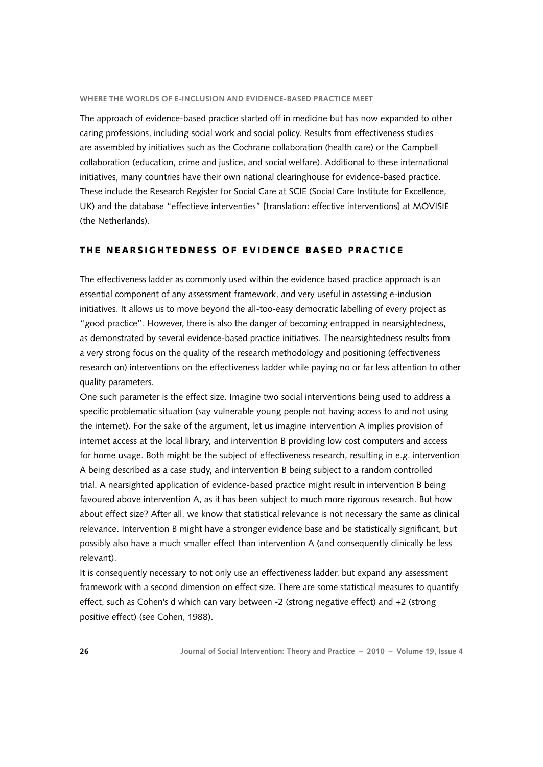The approach of evidence-based practice started off in medicine but has now expanded to other caring professions, including social work and social policy. Results from effectiveness studies are assembled by initiatives such as the Cochrane collaboration (health care) or the Campbell collaboration (education, crime and justice, and social welfare). Additional to these international initiatives, many countries have their own national clearinghouse for evidence-based practice. These include the Research Register for Social Care at SCIE (Social Care Institute for Excellence, UK) and the database "effectieve interventies" [translation: effective interventions] at MOVISIE (the Netherlands).

## The nearsightedness of evidence based practice

The effectiveness ladder as commonly used within the evidence based practice approach is an essential component of any assessment framework, and very useful in assessing e-inclusion initiatives. It allows us to move beyond the all-too-easy democratic labelling of every project as "good practice". However, there is also the danger of becoming entrapped in nearsightedness, as demonstrated by several evidence-based practice initiatives. The nearsightedness results from a very strong focus on the quality of the research methodology and positioning (effectiveness research on) interventions on the effectiveness ladder while paying no or far less attention to other quality parameters.

One such parameter is the effect size. Imagine two social interventions being used to address a specific problematic situation (say vulnerable young people not having access to and not using the internet). For the sake of the argument, let us imagine intervention A implies provision of internet access at the local library, and intervention B providing low cost computers and access for home usage. Both might be the subject of effectiveness research, resulting in e.g. intervention A being described as a case study, and intervention B being subject to a random controlled trial. A nearsighted application of evidence-based practice might result in intervention B being favoured above intervention A, as it has been subject to much more rigorous research. But how about effect size? After all, we know that statistical relevance is not necessary the same as clinical relevance. Intervention B might have a stronger evidence base and be statistically significant, but possibly also have a much smaller effect than intervention A (and consequently clinically be less relevant).

It is consequently necessary to not only use an effectiveness ladder, but expand any assessment framework with a second dimension on effect size. There are some statistical measures to quantify effect, such as Cohen's d which can vary between -2 (strong negative effect) and +2 (strong positive effect) (see Cohen, 1988).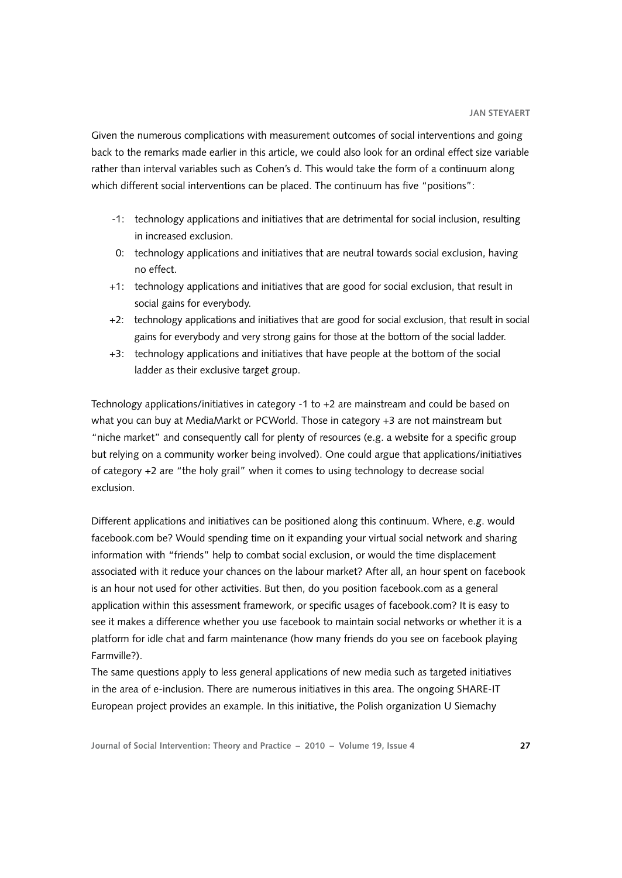Given the numerous complications with measurement outcomes of social interventions and going back to the remarks made earlier in this article, we could also look for an ordinal effect size variable rather than interval variables such as Cohen's d. This would take the form of a continuum along which different social interventions can be placed. The continuum has five "positions":

- -1: technology applications and initiatives that are detrimental for social inclusion, resulting in increased exclusion.
- 0: technology applications and initiatives that are neutral towards social exclusion, having no effect.
- +1: technology applications and initiatives that are good for social exclusion, that result in social gains for everybody.
- +2: technology applications and initiatives that are good for social exclusion, that result in social gains for everybody and very strong gains for those at the bottom of the social ladder.
- +3: technology applications and initiatives that have people at the bottom of the social ladder as their exclusive target group.

Technology applications/initiatives in category -1 to +2 are mainstream and could be based on what you can buy at MediaMarkt or PCWorld. Those in category +3 are not mainstream but "niche market" and consequently call for plenty of resources (e.g. a website for a specific group but relying on a community worker being involved). One could argue that applications/initiatives of category +2 are "the holy grail" when it comes to using technology to decrease social exclusion.

Different applications and initiatives can be positioned along this continuum. Where, e.g. would facebook.com be? Would spending time on it expanding your virtual social network and sharing information with "friends" help to combat social exclusion, or would the time displacement associated with it reduce your chances on the labour market? After all, an hour spent on facebook is an hour not used for other activities. But then, do you position facebook.com as a general application within this assessment framework, or specific usages of facebook.com? It is easy to see it makes a difference whether you use facebook to maintain social networks or whether it is a platform for idle chat and farm maintenance (how many friends do you see on facebook playing Farmville?).

The same questions apply to less general applications of new media such as targeted initiatives in the area of e-inclusion. There are numerous initiatives in this area. The ongoing SHARE-IT European project provides an example. In this initiative, the Polish organization U Siemachy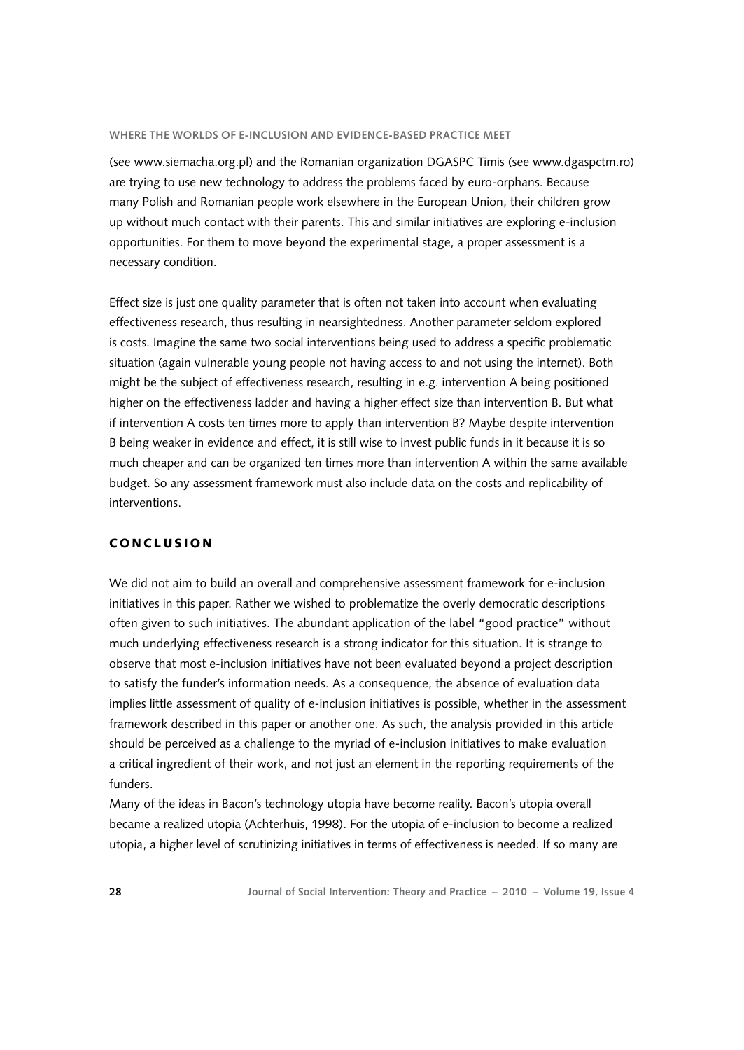(see www.siemacha.org.pl) and the Romanian organization DGASPC Timis (see www.dgaspctm.ro) are trying to use new technology to address the problems faced by euro-orphans. Because many Polish and Romanian people work elsewhere in the European Union, their children grow up without much contact with their parents. This and similar initiatives are exploring e-inclusion opportunities. For them to move beyond the experimental stage, a proper assessment is a necessary condition.

Effect size is just one quality parameter that is often not taken into account when evaluating effectiveness research, thus resulting in nearsightedness. Another parameter seldom explored is costs. Imagine the same two social interventions being used to address a specific problematic situation (again vulnerable young people not having access to and not using the internet). Both might be the subject of effectiveness research, resulting in e.g. intervention A being positioned higher on the effectiveness ladder and having a higher effect size than intervention B. But what if intervention A costs ten times more to apply than intervention B? Maybe despite intervention B being weaker in evidence and effect, it is still wise to invest public funds in it because it is so much cheaper and can be organized ten times more than intervention A within the same available budget. So any assessment framework must also include data on the costs and replicability of interventions.

## Conclusion

We did not aim to build an overall and comprehensive assessment framework for e-inclusion initiatives in this paper. Rather we wished to problematize the overly democratic descriptions often given to such initiatives. The abundant application of the label "good practice" without much underlying effectiveness research is a strong indicator for this situation. It is strange to observe that most e-inclusion initiatives have not been evaluated beyond a project description to satisfy the funder's information needs. As a consequence, the absence of evaluation data implies little assessment of quality of e-inclusion initiatives is possible, whether in the assessment framework described in this paper or another one. As such, the analysis provided in this article should be perceived as a challenge to the myriad of e-inclusion initiatives to make evaluation a critical ingredient of their work, and not just an element in the reporting requirements of the funders.

Many of the ideas in Bacon's technology utopia have become reality. Bacon's utopia overall became a realized utopia (Achterhuis, 1998). For the utopia of e-inclusion to become a realized utopia, a higher level of scrutinizing initiatives in terms of effectiveness is needed. If so many are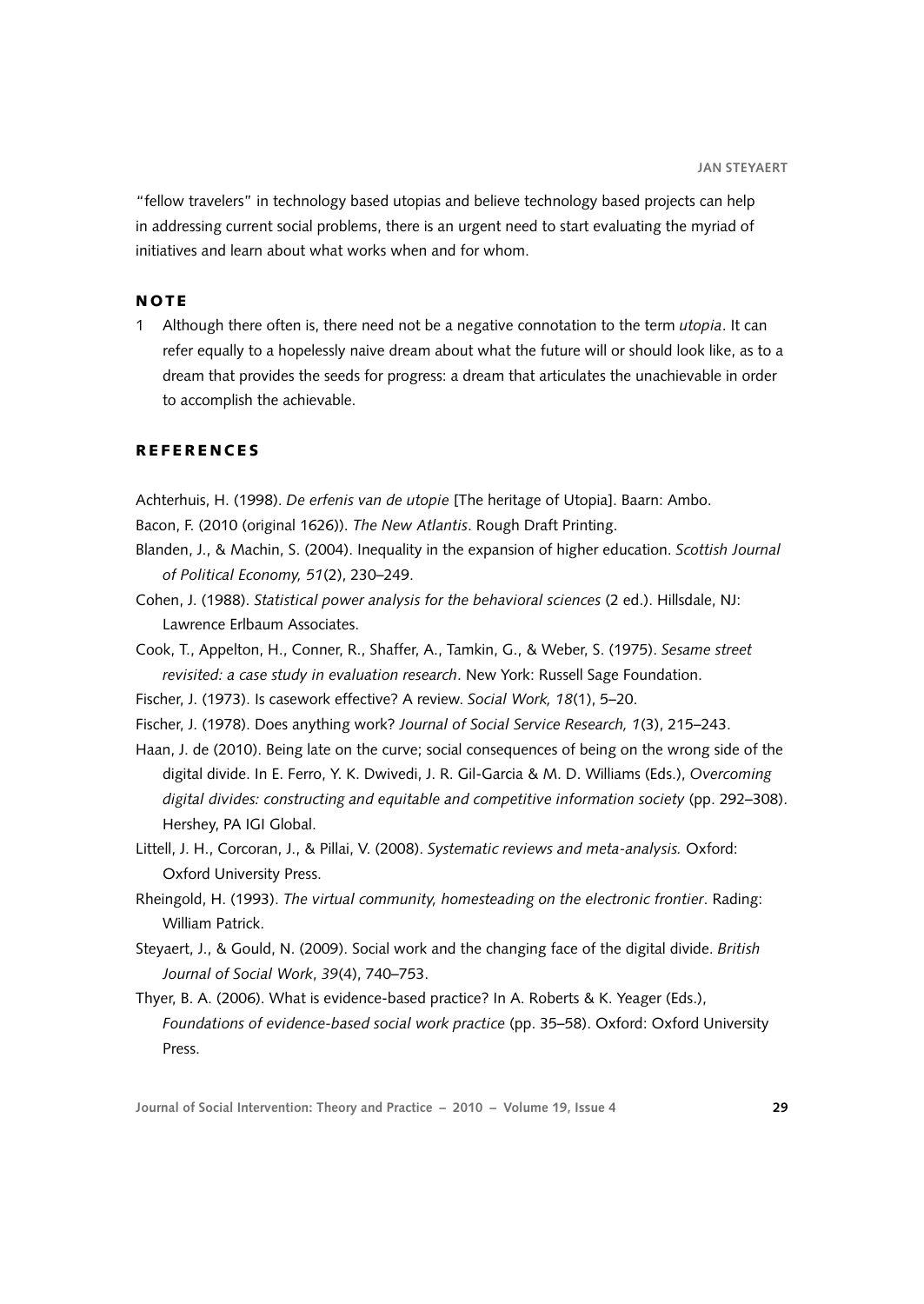"fellow travelers" in technology based utopias and believe technology based projects can help in addressing current social problems, there is an urgent need to start evaluating the myriad of initiatives and learn about what works when and for whom.

## NOTE

1 Although there often is, there need not be a negative connotation to the term *utopia*. It can refer equally to a hopelessly naive dream about what the future will or should look like, as to a dream that provides the seeds for progress: a dream that articulates the unachievable in order to accomplish the achievable.

## REFERENCES

Achterhuis, H. (1998). *De erfenis van de utopie* [The heritage of Utopia]. Baarn: Ambo.

Bacon, F. (2010 (original 1626)). *The New Atlantis*. Rough Draft Printing.

Blanden, J., & Machin, S. (2004). Inequality in the expansion of higher education. *Scottish Journal of Political Economy, 51*(2), 230–249.

Cohen, J. (1988). *Statistical power analysis for the behavioral sciences* (2 ed.). Hillsdale, NJ: Lawrence Erlbaum Associates.

Cook, T., Appelton, H., Conner, R., Shaffer, A., Tamkin, G., & Weber, S. (1975). *Sesame street revisited: a case study in evaluation research*. New York: Russell Sage Foundation.

Fischer, J. (1973). Is casework effective? A review. *Social Work, 18*(1), 5–20.

Fischer, J. (1978). Does anything work? *Journal of Social Service Research, 1*(3), 215–243.

Haan, J. de (2010). Being late on the curve; social consequences of being on the wrong side of the digital divide. In E. Ferro, Y. K. Dwivedi, J. R. Gil-Garcia & M. D. Williams (Eds.), *Overcoming digital divides: constructing and equitable and competitive information society* (pp. 292–308). Hershey, PA IGI Global.

Littell, J. H., Corcoran, J., & Pillai, V. (2008). *Systematic reviews and meta-analysis.* Oxford: Oxford University Press.

Rheingold, H. (1993). *The virtual community, homesteading on the electronic frontier*. Rading: William Patrick.

Steyaert, J., & Gould, N. (2009). Social work and the changing face of the digital divide. *British Journal of Social Work*, *39*(4), 740–753.

Thyer, B. A. (2006). What is evidence-based practice? In A. Roberts & K. Yeager (Eds.), *Foundations of evidence-based social work practice* (pp. 35–58). Oxford: Oxford University Press.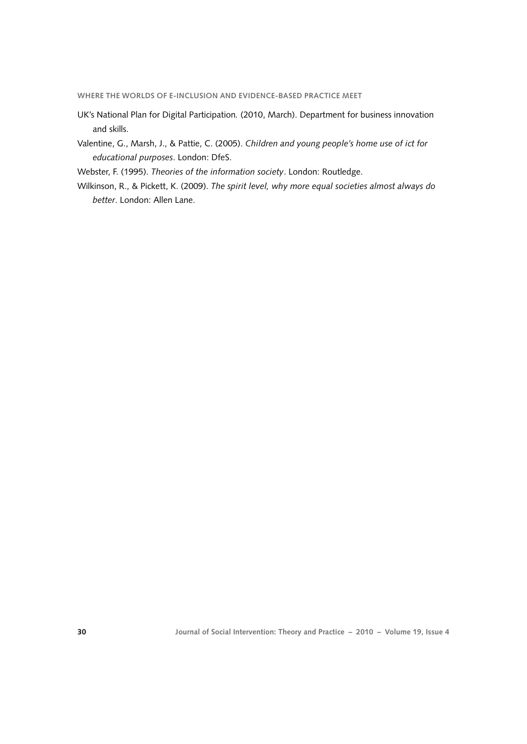UK's National Plan for Digital Participation*.* (2010, March). Department for business innovation and skills.

Valentine, G., Marsh, J., & Pattie, C. (2005). *Children and young people's home use of ict for educational purposes*. London: DfeS.

Webster, F. (1995). *Theories of the information society*. London: Routledge.

Wilkinson, R., & Pickett, K. (2009). *The spirit level, why more equal societies almost always do better*. London: Allen Lane.